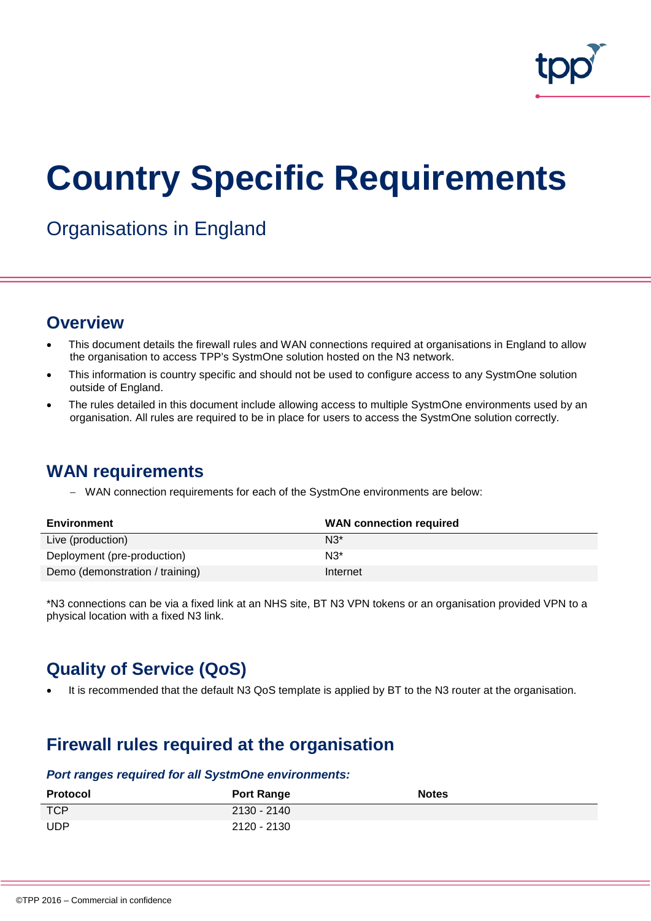# Country Specific Requirements

Organisations in England

## Overview

- This document details the firewall rules and WAN connections required at organisations in England to allow the organisation to access TPP's SystmOne solution hosted on the N3 network.
- This information is country specific and should not be used to configure access to any SystmOne solution outside of England.
- The rules detailed in this document include allowing access to multiple SystmOne environments used by an organisation. All rules are required to be in place for users to access the SystmOne solution correctly.

## WAN requirements

- WAN connection requirements for each of the SystmOne environments are below:

| Environment | WAN connection required |
|---|---|
| Live (production) | N3* |
| Deployment (pre-production) | N3* |
| Demo (demonstration / training) | Internet |

*N3 connections can be via a fixed link at an NHS site, BT N3 VPN tokens or an organisation provided VPN to a physical location with a fixed N3 link.

## Quality of Service (QoS)

- It is recommended that the default N3 QoS template is applied by BT to the N3 router at the organisation.

## Firewall rules required at the organisation

***Port ranges required for all SystmOne environments:***

| Protocol | Port Range | Notes |
|---|---|---|
| TCP | 2130 - 2140 | |
| UDP | 2120 - 2130 | |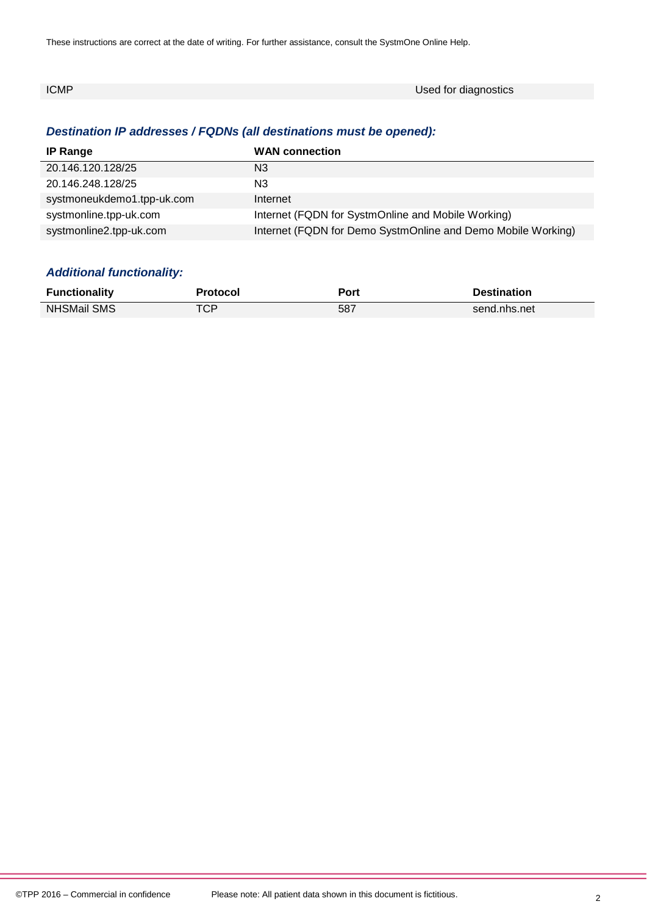These instructions are correct at the date of writing. For further assistance, consult the SystmOne Online Help.

| | |
|---|---|
| ICMP | Used for diagnostics |

### *Destination IP addresses / FQDNs (all destinations must be opened):*

| IP Range | WAN connection |
|---|---|
| 20.146.120.128/25 | N3 |
| 20.146.248.128/25 | N3 |
| systmoneukdemo1.tpp-uk.com | Internet |
| systmonline.tpp-uk.com | Internet (FQDN for SystmOnline and Mobile Working) |
| systmonline2.tpp-uk.com | Internet (FQDN for Demo SystmOnline and Demo Mobile Working) |

### *Additional functionality:*

| Functionality | Protocol | Port | Destination |
|---|---|---|---|
| NHSMail SMS | TCP | 587 | send.nhs.net |

©TPP 2016 – Commercial in confidence    Please note: All patient data shown in this document is fictitious.